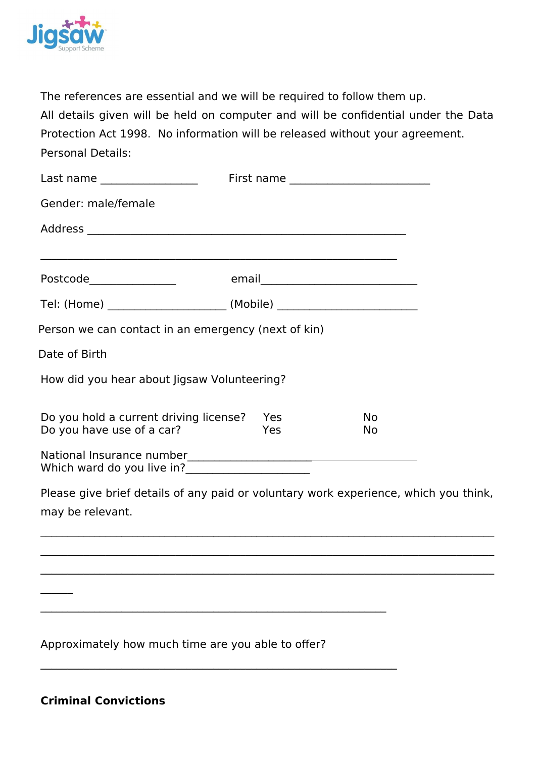Jigsaw Support Scheme

The references are essential and we will be required to follow them up.

All details given will be held on computer and will be confidential under the Data Protection Act 1998. No information will be released without your agreement.

Personal Details:

Last name ________________ First name _______________________

Gender: male/female

Address ____________________________________________________

___________________________________________________________

Postcode______________ email_________________________

Tel: (Home) ___________________ (Mobile) _______________________

Person we can contact in an emergency (next of kin)

Date of Birth

How did you hear about Jigsaw Volunteering?

Do you hold a current driving license? Yes No
Do you have use of a car? Yes No

National Insurance number_________________________________
Which ward do you live in?____________________

Please give brief details of any paid or voluntary work experience, which you think, may be relevant.

___________________________________________________________________________

___________________________________________________________________________

___________________________________________________________________________

_____

_________________________________________________________

Approximately how much time are you able to offer?

___________________________________________________________

**Criminal Convictions**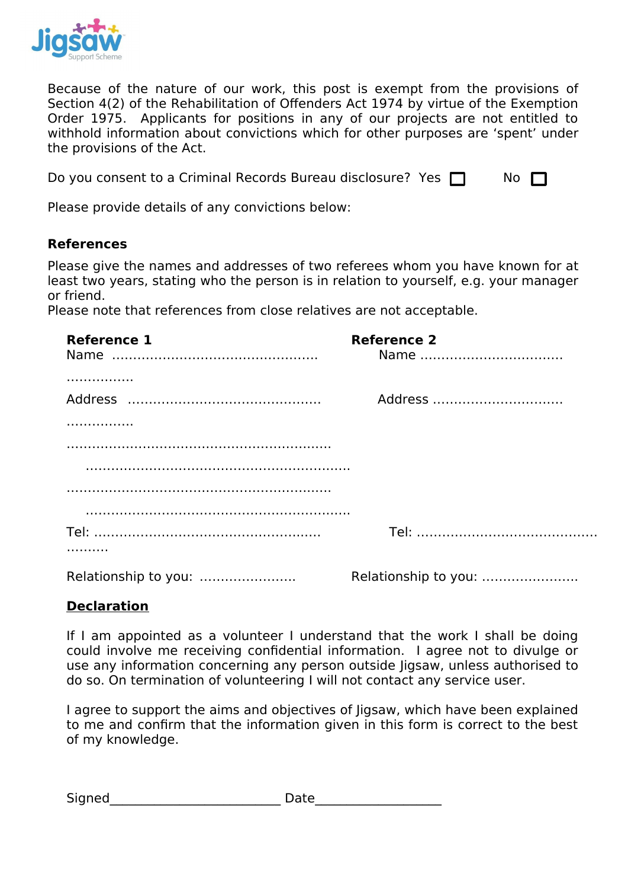Because of the nature of our work, this post is exempt from the provisions of Section 4(2) of the Rehabilitation of Offenders Act 1974 by virtue of the Exemption Order 1975. Applicants for positions in any of our projects are not entitled to withhold information about convictions which for other purposes are 'spent' under the provisions of the Act.

Do you consent to a Criminal Records Bureau disclosure? Yes ☐ No ☐

Please provide details of any convictions below:

**References**

Please give the names and addresses of two referees whom you have known for at least two years, stating who the person is in relation to yourself, e.g. your manager or friend.
Please note that references from close relatives are not acceptable.

| **Reference 1** | **Reference 2** |
|---|---|
| Name ................................................................ | Name ................................. |
| Address ............................................................ | Address .............................. |
| ............................................................................... | |
| ............................................................................... | |
| ............................................................................... | |
| Tel: .................................................................... | Tel: ......................................... |
| Relationship to you: ....................... | Relationship to you: ....................... |

**Declaration**

If I am appointed as a volunteer I understand that the work I shall be doing could involve me receiving confidential information. I agree not to divulge or use any information concerning any person outside Jigsaw, unless authorised to do so. On termination of volunteering I will not contact any service user.

I agree to support the aims and objectives of Jigsaw, which have been explained to me and confirm that the information given in this form is correct to the best of my knowledge.

Signed_________________________ Date__________________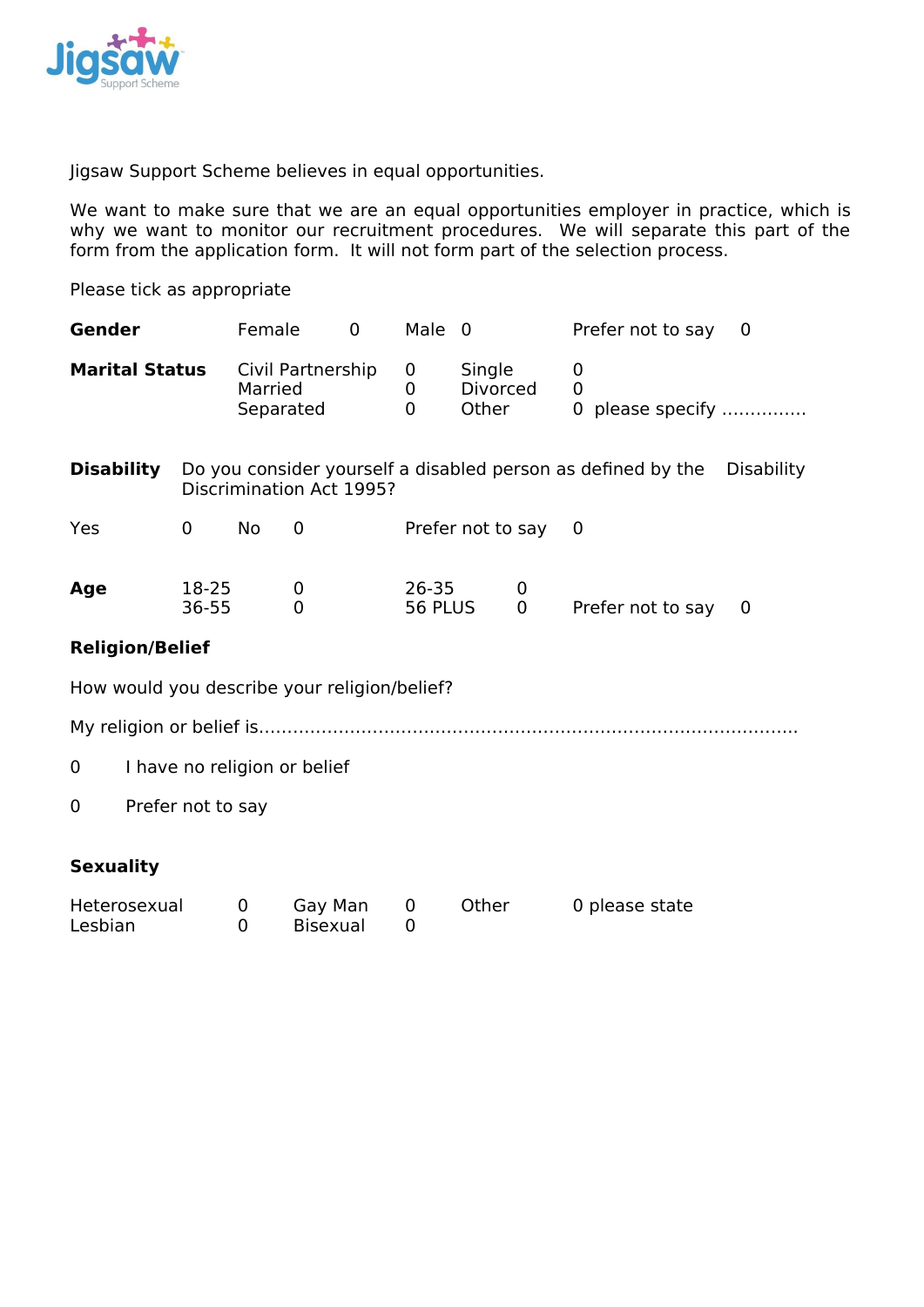Jigsaw Support Scheme believes in equal opportunities.

We want to make sure that we are an equal opportunities employer in practice, which is why we want to monitor our recruitment procedures. We will separate this part of the form from the application form. It will not form part of the selection process.

Please tick as appropriate

| **Gender** | Female | 0 | Male | 0 | Prefer not to say | 0 |
|---|---|---|---|---|---|---|

| **Marital Status** | | | | |
|---|---|---|---|---|
| | Civil Partnership | 0 | Single | 0 |
| | Married | 0 | Divorced | 0 |
| | Separated | 0 | Other | 0 please specify ............... |

**Disability** Do you consider yourself a disabled person as defined by the Disability Discrimination Act 1995?

| Yes | 0 | No | 0 | Prefer not to say | 0 |
|---|---|---|---|---|---|

| **Age** | | | | | | |
|---|---|---|---|---|---|---|
| | 18-25 | 0 | 26-35 | 0 | | |
| | 36-55 | 0 | 56 PLUS | 0 | Prefer not to say | 0 |

**Religion/Belief**

How would you describe your religion/belief?

My religion or belief is.............................................................................................

0 I have no religion or belief

0 Prefer not to say

**Sexuality**

| Heterosexual | 0 | Gay Man | 0 | Other | 0 please state |
|---|---|---|---|---|---|
| Lesbian | 0 | Bisexual | 0 | | |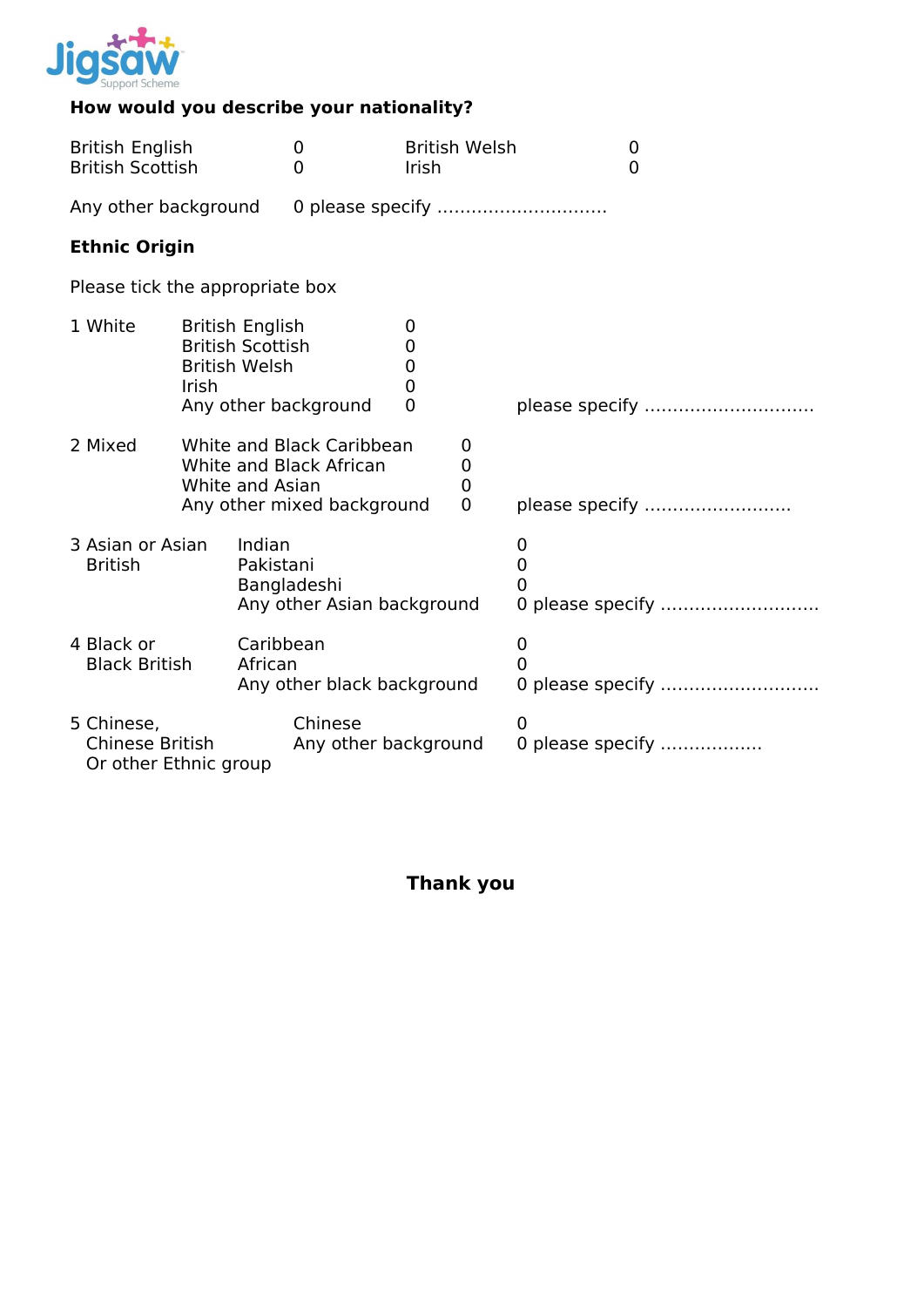**How would you describe your nationality?**

| | | | |
|---|---|---|---|
| British English | 0 | British Welsh | 0 |
| British Scottish | 0 | Irish | 0 |

Any other background 0 please specify ..............................

**Ethnic Origin**

Please tick the appropriate box

| | | | |
|---|---|---|---|
| 1 White | British English | 0 | |
| | British Scottish | 0 | |
| | British Welsh | 0 | |
| | Irish | 0 | |
| | Any other background | 0 | please specify .............................. |
| 2 Mixed | White and Black Caribbean | 0 | |
| | White and Black African | 0 | |
| | White and Asian | 0 | |
| | Any other mixed background | 0 | please specify .......................... |
| 3 Asian or Asian British | Indian | 0 | |
| | Pakistani | 0 | |
| | Bangladeshi | 0 | |
| | Any other Asian background | 0 | please specify ............................ |
| 4 Black or Black British | Caribbean | 0 | |
| | African | 0 | |
| | Any other black background | 0 | please specify ............................ |
| 5 Chinese, Chinese British Or other Ethnic group | Chinese | 0 | |
| | Any other background | 0 | please specify .................. |

**Thank you**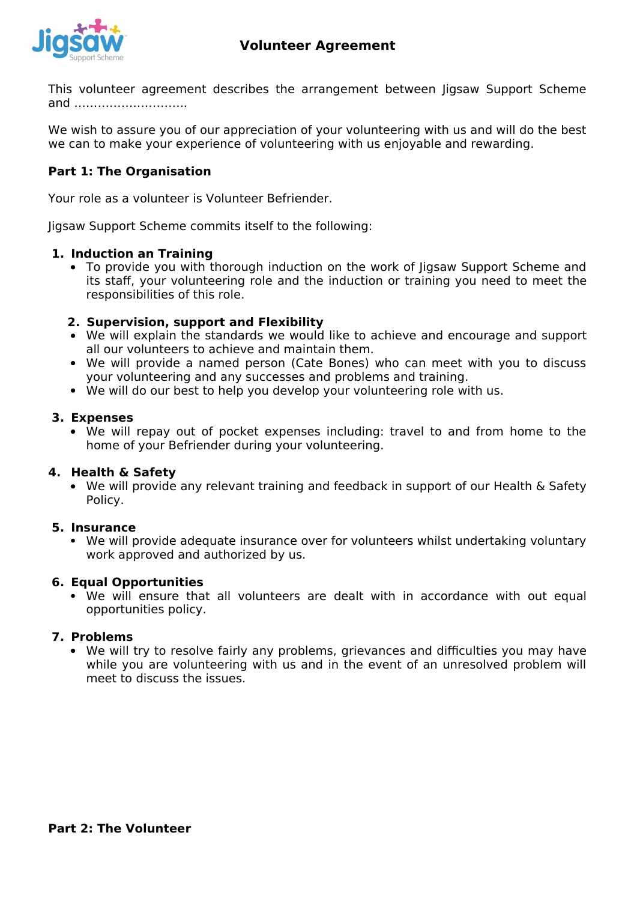# Volunteer Agreement

This volunteer agreement describes the arrangement between Jigsaw Support Scheme and ……………………….

We wish to assure you of our appreciation of your volunteering with us and will do the best we can to make your experience of volunteering with us enjoyable and rewarding.

**Part 1: The Organisation**

Your role as a volunteer is Volunteer Befriender.

Jigsaw Support Scheme commits itself to the following:

1. **Induction an Training**
   - To provide you with thorough induction on the work of Jigsaw Support Scheme and its staff, your volunteering role and the induction or training you need to meet the responsibilities of this role.

2. **Supervision, support and Flexibility**
   - We will explain the standards we would like to achieve and encourage and support all our volunteers to achieve and maintain them.
   - We will provide a named person (Cate Bones) who can meet with you to discuss your volunteering and any successes and problems and training.
   - We will do our best to help you develop your volunteering role with us.

3. **Expenses**
   - We will repay out of pocket expenses including: travel to and from home to the home of your Befriender during your volunteering.

4. **Health & Safety**
   - We will provide any relevant training and feedback in support of our Health & Safety Policy.

5. **Insurance**
   - We will provide adequate insurance over for volunteers whilst undertaking voluntary work approved and authorized by us.

6. **Equal Opportunities**
   - We will ensure that all volunteers are dealt with in accordance with out equal opportunities policy.

7. **Problems**
   - We will try to resolve fairly any problems, grievances and difficulties you may have while you are volunteering with us and in the event of an unresolved problem will meet to discuss the issues.

**Part 2: The Volunteer**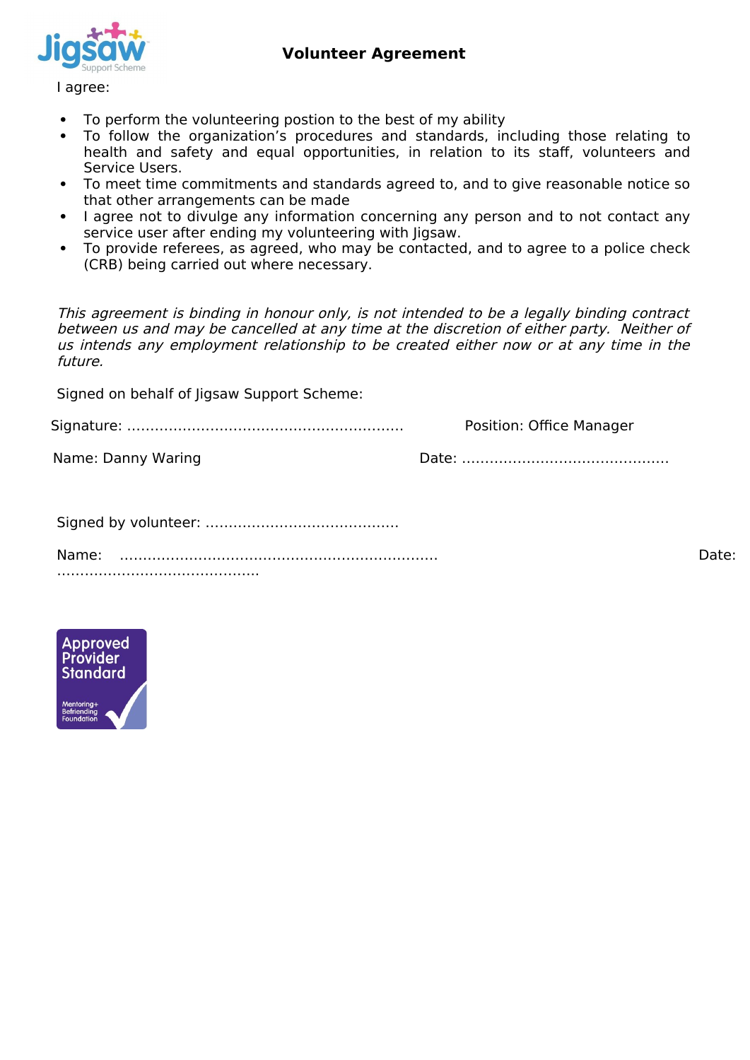# Volunteer Agreement

I agree:

- To perform the volunteering postion to the best of my ability
- To follow the organization's procedures and standards, including those relating to health and safety and equal opportunities, in relation to its staff, volunteers and Service Users.
- To meet time commitments and standards agreed to, and to give reasonable notice so that other arrangements can be made
- I agree not to divulge any information concerning any person and to not contact any service user after ending my volunteering with Jigsaw.
- To provide referees, as agreed, who may be contacted, and to agree to a police check (CRB) being carried out where necessary.

*This agreement is binding in honour only, is not intended to be a legally binding contract between us and may be cancelled at any time at the discretion of either party. Neither of us intends any employment relationship to be created either now or at any time in the future.*

Signed on behalf of Jigsaw Support Scheme:

Signature: ............................................................ Position: Office Manager

Name: Danny Waring Date: .............................................

Signed by volunteer: ..........................................

Name: .................................................................... Date: ............................................